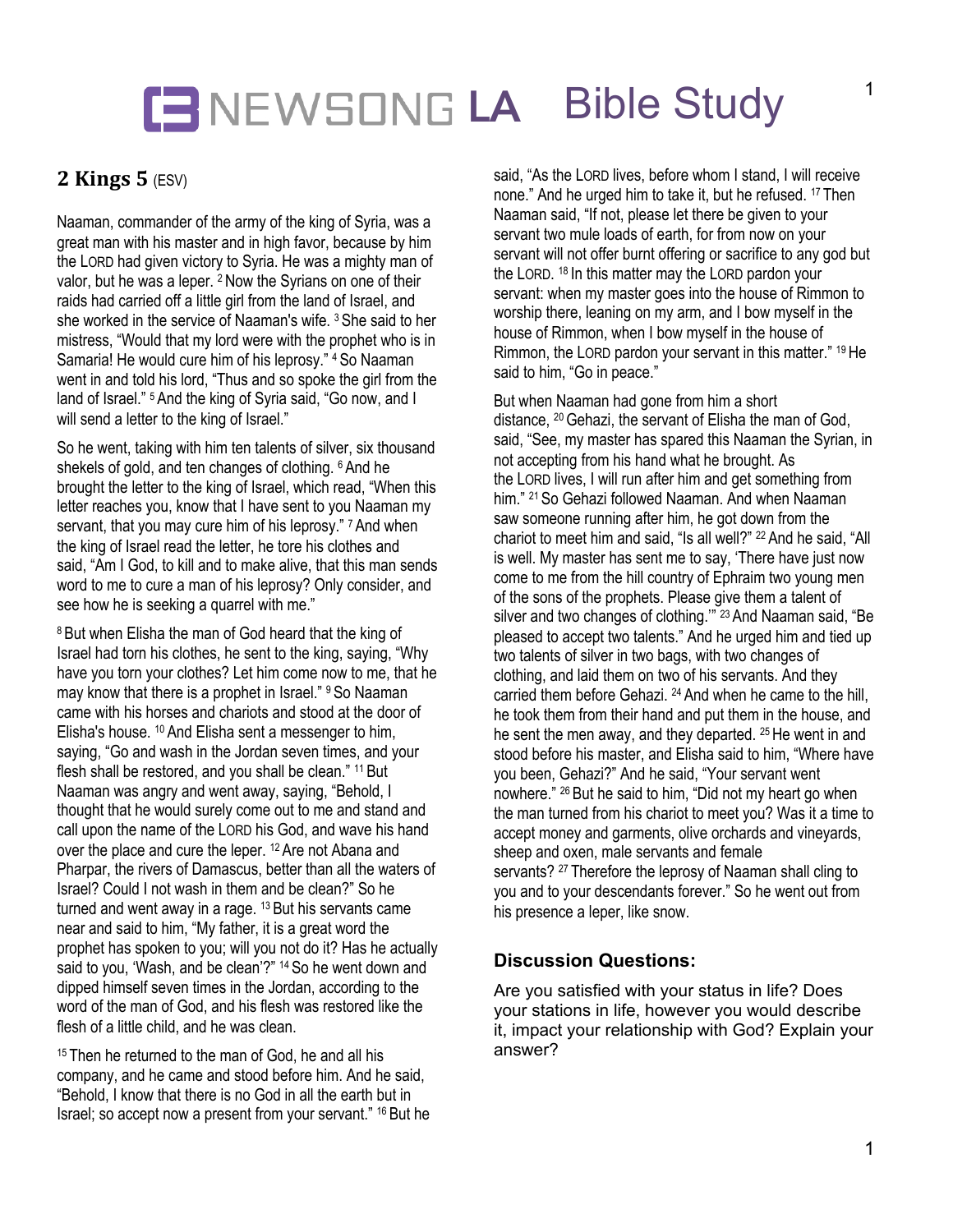# NEWSONG LA Bible Study

## 2 Kings 5 (ESV)

Naaman, commander of the army of the king of Syria, was a great man with his master and in high favor, because by him the LORD had given victory to Syria. He was a mighty man of valor, but he was a leper. [2] Now the Syrians on one of their raids had carried off a little girl from the land of Israel, and she worked in the service of Naaman's wife. [3] She said to her mistress, “Would that my lord were with the prophet who is in Samaria! He would cure him of his leprosy.” [4] So Naaman went in and told his lord, “Thus and so spoke the girl from the land of Israel.” [5] And the king of Syria said, “Go now, and I will send a letter to the king of Israel.”

So he went, taking with him ten talents of silver, six thousand shekels of gold, and ten changes of clothing. [6] And he brought the letter to the king of Israel, which read, “When this letter reaches you, know that I have sent to you Naaman my servant, that you may cure him of his leprosy.” [7] And when the king of Israel read the letter, he tore his clothes and said, “Am I God, to kill and to make alive, that this man sends word to me to cure a man of his leprosy? Only consider, and see how he is seeking a quarrel with me.”

[8] But when Elisha the man of God heard that the king of Israel had torn his clothes, he sent to the king, saying, “Why have you torn your clothes? Let him come now to me, that he may know that there is a prophet in Israel.” [9] So Naaman came with his horses and chariots and stood at the door of Elisha's house. [10] And Elisha sent a messenger to him, saying, “Go and wash in the Jordan seven times, and your flesh shall be restored, and you shall be clean.” [11] But Naaman was angry and went away, saying, “Behold, I thought that he would surely come out to me and stand and call upon the name of the LORD his God, and wave his hand over the place and cure the leper. [12] Are not Abana and Pharpar, the rivers of Damascus, better than all the waters of Israel? Could I not wash in them and be clean?” So he turned and went away in a rage. [13] But his servants came near and said to him, “My father, it is a great word the prophet has spoken to you; will you not do it? Has he actually said to you, ‘Wash, and be clean’?” [14] So he went down and dipped himself seven times in the Jordan, according to the word of the man of God, and his flesh was restored like the flesh of a little child, and he was clean.

[15] Then he returned to the man of God, he and all his company, and he came and stood before him. And he said, “Behold, I know that there is no God in all the earth but in Israel; so accept now a present from your servant.” [16] But he said, “As the LORD lives, before whom I stand, I will receive none.” And he urged him to take it, but he refused. [17] Then Naaman said, “If not, please let there be given to your servant two mule loads of earth, for from now on your servant will not offer burnt offering or sacrifice to any god but the LORD. [18] In this matter may the LORD pardon your servant: when my master goes into the house of Rimmon to worship there, leaning on my arm, and I bow myself in the house of Rimmon, when I bow myself in the house of Rimmon, the LORD pardon your servant in this matter.” [19] He said to him, “Go in peace.”

But when Naaman had gone from him a short distance, [20] Gehazi, the servant of Elisha the man of God, said, “See, my master has spared this Naaman the Syrian, in not accepting from his hand what he brought. As the LORD lives, I will run after him and get something from him.” [21] So Gehazi followed Naaman. And when Naaman saw someone running after him, he got down from the chariot to meet him and said, “Is all well?” [22] And he said, “All is well. My master has sent me to say, ‘There have just now come to me from the hill country of Ephraim two young men of the sons of the prophets. Please give them a talent of silver and two changes of clothing.’” [23] And Naaman said, “Be pleased to accept two talents.” And he urged him and tied up two talents of silver in two bags, with two changes of clothing, and laid them on two of his servants. And they carried them before Gehazi. [24] And when he came to the hill, he took them from their hand and put them in the house, and he sent the men away, and they departed. [25] He went in and stood before his master, and Elisha said to him, “Where have you been, Gehazi?” And he said, “Your servant went nowhere.” [26] But he said to him, “Did not my heart go when the man turned from his chariot to meet you? Was it a time to accept money and garments, olive orchards and vineyards, sheep and oxen, male servants and female servants? [27] Therefore the leprosy of Naaman shall cling to you and to your descendants forever.” So he went out from his presence a leper, like snow.

### Discussion Questions:

Are you satisfied with your status in life? Does your stations in life, however you would describe it, impact your relationship with God? Explain your answer?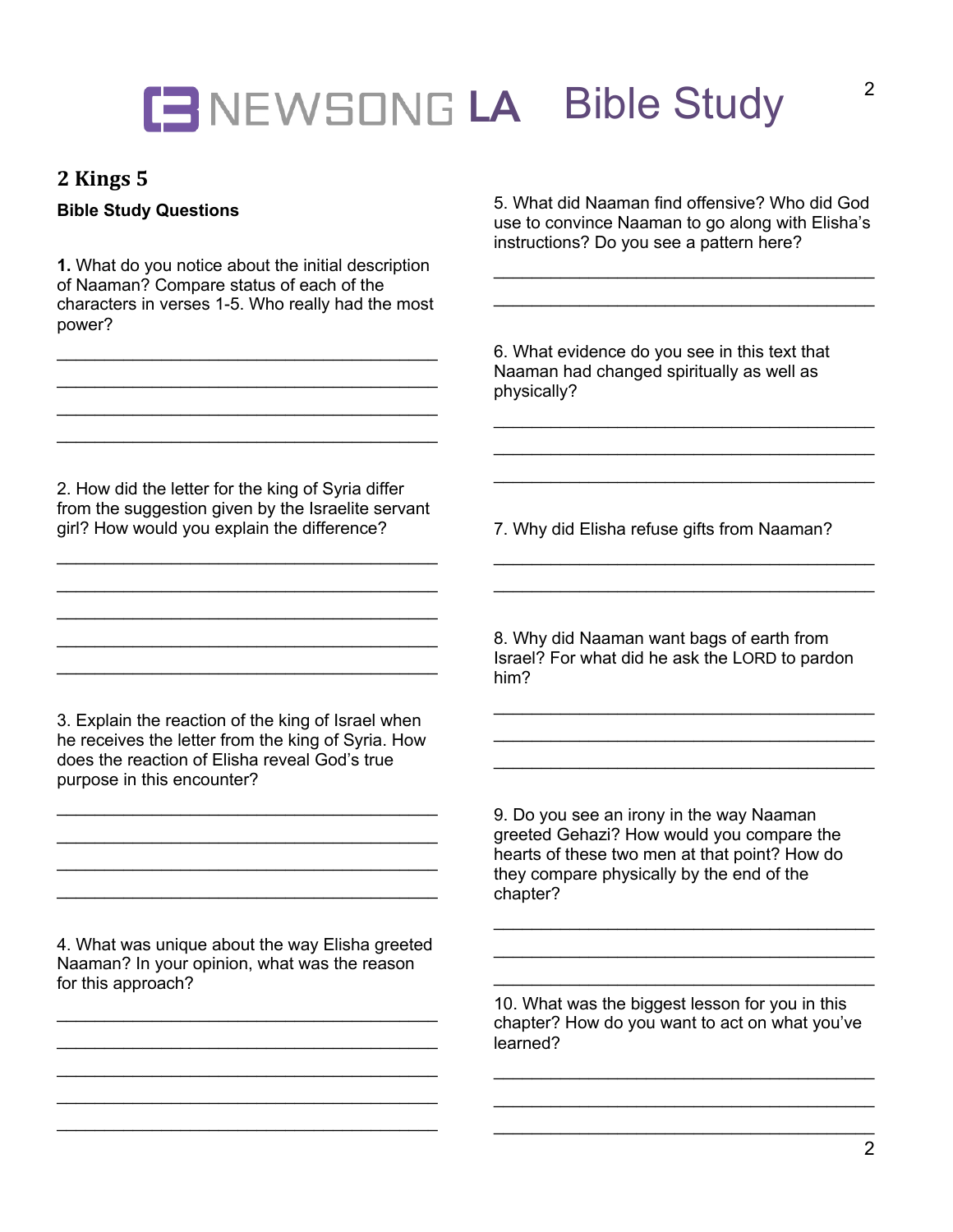# NEWSONG LA Bible Study

## 2 Kings 5

**Bible Study Questions**

**1.** What do you notice about the initial description of Naaman? Compare status of each of the characters in verses 1-5. Who really had the most power?

________________________________________
________________________________________
________________________________________
________________________________________

2. How did the letter for the king of Syria differ from the suggestion given by the Israelite servant girl? How would you explain the difference?

________________________________________
________________________________________
________________________________________
________________________________________
________________________________________

3. Explain the reaction of the king of Israel when he receives the letter from the king of Syria. How does the reaction of Elisha reveal God's true purpose in this encounter?

________________________________________
________________________________________
________________________________________
________________________________________

4. What was unique about the way Elisha greeted Naaman? In your opinion, what was the reason for this approach?

________________________________________
________________________________________
________________________________________
________________________________________
________________________________________

5. What did Naaman find offensive? Who did God use to convince Naaman to go along with Elisha's instructions? Do you see a pattern here?

________________________________________
________________________________________

6. What evidence do you see in this text that Naaman had changed spiritually as well as physically?

________________________________________
________________________________________
________________________________________

7. Why did Elisha refuse gifts from Naaman?

________________________________________
________________________________________

8. Why did Naaman want bags of earth from Israel? For what did he ask the LORD to pardon him?

________________________________________
________________________________________
________________________________________

9. Do you see an irony in the way Naaman greeted Gehazi? How would you compare the hearts of these two men at that point? How do they compare physically by the end of the chapter?

________________________________________
________________________________________
________________________________________

10. What was the biggest lesson for you in this chapter? How do you want to act on what you've learned?

________________________________________
________________________________________
________________________________________